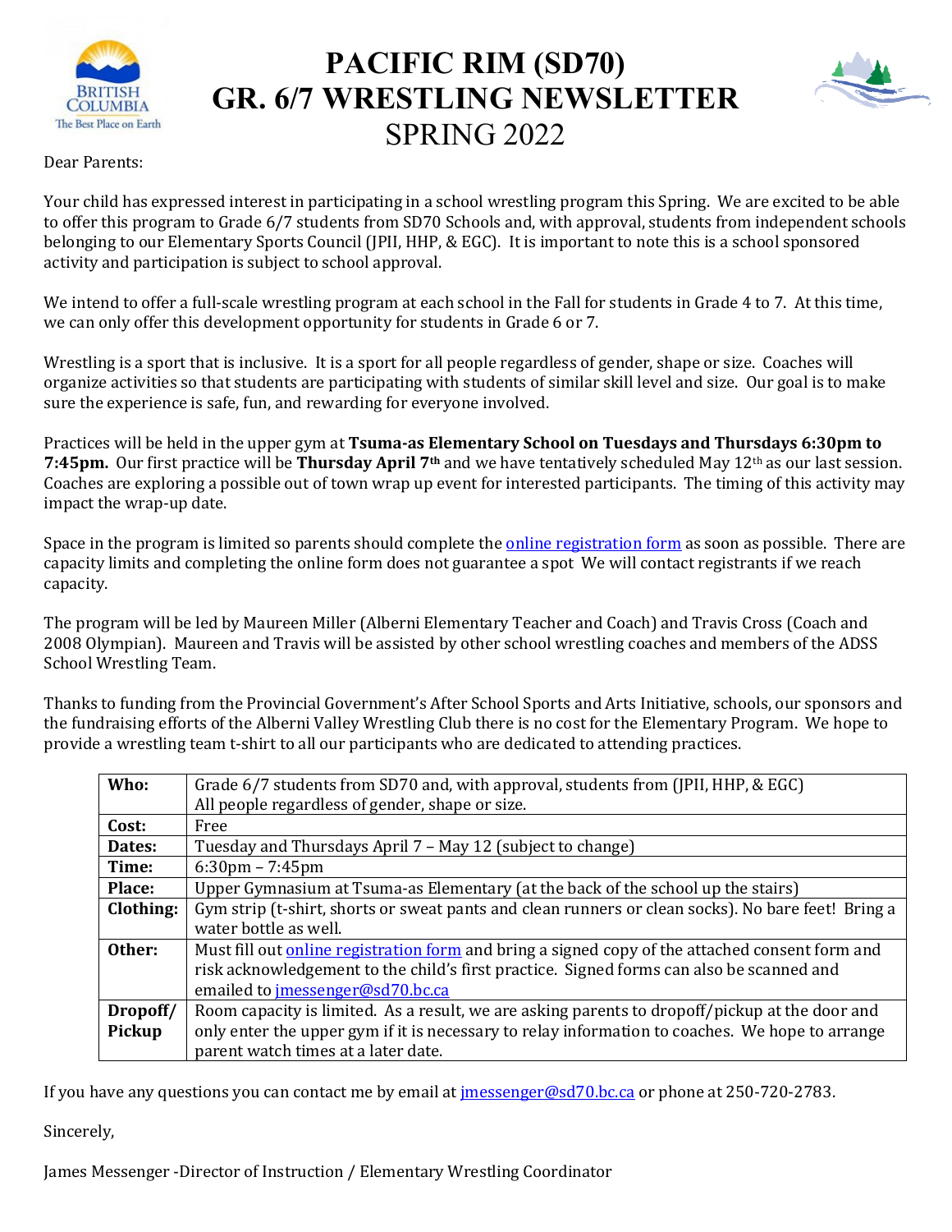# PACIFIC RIM (SD70)
# GR. 6/7 WRESTLING NEWSLETTER
## SPRING 2022

Dear Parents:

Your child has expressed interest in participating in a school wrestling program this Spring. We are excited to be able to offer this program to Grade 6/7 students from SD70 Schools and, with approval, students from independent schools belonging to our Elementary Sports Council (JPII, HHP, & EGC). It is important to note this is a school sponsored activity and participation is subject to school approval.

We intend to offer a full-scale wrestling program at each school in the Fall for students in Grade 4 to 7. At this time, we can only offer this development opportunity for students in Grade 6 or 7.

Wrestling is a sport that is inclusive. It is a sport for all people regardless of gender, shape or size. Coaches will organize activities so that students are participating with students of similar skill level and size. Our goal is to make sure the experience is safe, fun, and rewarding for everyone involved.

Practices will be held in the upper gym at **Tsuma-as Elementary School on Tuesdays and Thursdays 6:30pm to 7:45pm.** Our first practice will be **Thursday April 7th** and we have tentatively scheduled May 12th as our last session. Coaches are exploring a possible out of town wrap up event for interested participants. The timing of this activity may impact the wrap-up date.

Space in the program is limited so parents should complete the online registration form as soon as possible. There are capacity limits and completing the online form does not guarantee a spot We will contact registrants if we reach capacity.

The program will be led by Maureen Miller (Alberni Elementary Teacher and Coach) and Travis Cross (Coach and 2008 Olympian). Maureen and Travis will be assisted by other school wrestling coaches and members of the ADSS School Wrestling Team.

Thanks to funding from the Provincial Government's After School Sports and Arts Initiative, schools, our sponsors and the fundraising efforts of the Alberni Valley Wrestling Club there is no cost for the Elementary Program. We hope to provide a wrestling team t-shirt to all our participants who are dedicated to attending practices.

| | |
|---|---|
| **Who:** | Grade 6/7 students from SD70 and, with approval, students from (JPII, HHP, & EGC) All people regardless of gender, shape or size. |
| **Cost:** | Free |
| **Dates:** | Tuesday and Thursdays April 7 – May 12 (subject to change) |
| **Time:** | 6:30pm – 7:45pm |
| **Place:** | Upper Gymnasium at Tsuma-as Elementary (at the back of the school up the stairs) |
| **Clothing:** | Gym strip (t-shirt, shorts or sweat pants and clean runners or clean socks). No bare feet! Bring a water bottle as well. |
| **Other:** | Must fill out online registration form and bring a signed copy of the attached consent form and risk acknowledgement to the child's first practice. Signed forms can also be scanned and emailed to jmessenger@sd70.bc.ca |
| **Dropoff/ Pickup** | Room capacity is limited. As a result, we are asking parents to dropoff/pickup at the door and only enter the upper gym if it is necessary to relay information to coaches. We hope to arrange parent watch times at a later date. |

If you have any questions you can contact me by email at jmessenger@sd70.bc.ca or phone at 250-720-2783.

Sincerely,

James Messenger -Director of Instruction / Elementary Wrestling Coordinator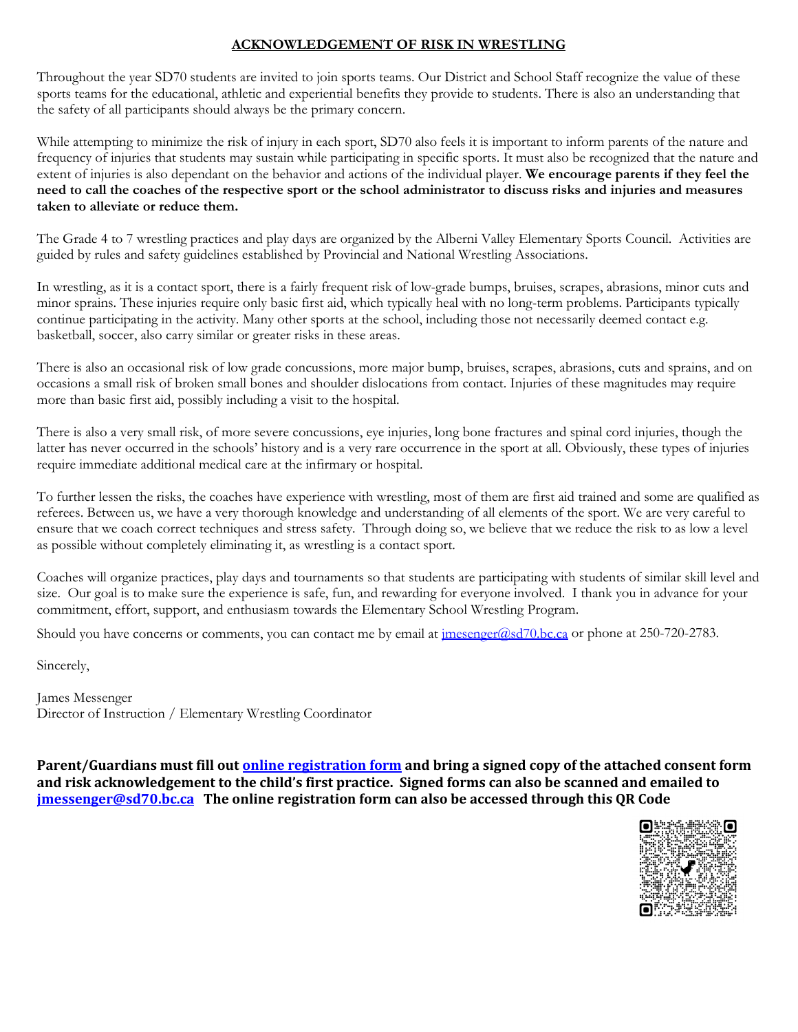## ACKNOWLEDGEMENT OF RISK IN WRESTLING

Throughout the year SD70 students are invited to join sports teams. Our District and School Staff recognize the value of these sports teams for the educational, athletic and experiential benefits they provide to students. There is also an understanding that the safety of all participants should always be the primary concern.

While attempting to minimize the risk of injury in each sport, SD70 also feels it is important to inform parents of the nature and frequency of injuries that students may sustain while participating in specific sports. It must also be recognized that the nature and extent of injuries is also dependant on the behavior and actions of the individual player. **We encourage parents if they feel the need to call the coaches of the respective sport or the school administrator to discuss risks and injuries and measures taken to alleviate or reduce them.**

The Grade 4 to 7 wrestling practices and play days are organized by the Alberni Valley Elementary Sports Council. Activities are guided by rules and safety guidelines established by Provincial and National Wrestling Associations.

In wrestling, as it is a contact sport, there is a fairly frequent risk of low-grade bumps, bruises, scrapes, abrasions, minor cuts and minor sprains. These injuries require only basic first aid, which typically heal with no long-term problems. Participants typically continue participating in the activity. Many other sports at the school, including those not necessarily deemed contact e.g. basketball, soccer, also carry similar or greater risks in these areas.

There is also an occasional risk of low grade concussions, more major bump, bruises, scrapes, abrasions, cuts and sprains, and on occasions a small risk of broken small bones and shoulder dislocations from contact. Injuries of these magnitudes may require more than basic first aid, possibly including a visit to the hospital.

There is also a very small risk, of more severe concussions, eye injuries, long bone fractures and spinal cord injuries, though the latter has never occurred in the schools' history and is a very rare occurrence in the sport at all. Obviously, these types of injuries require immediate additional medical care at the infirmary or hospital.

To further lessen the risks, the coaches have experience with wrestling, most of them are first aid trained and some are qualified as referees. Between us, we have a very thorough knowledge and understanding of all elements of the sport. We are very careful to ensure that we coach correct techniques and stress safety. Through doing so, we believe that we reduce the risk to as low a level as possible without completely eliminating it, as wrestling is a contact sport.

Coaches will organize practices, play days and tournaments so that students are participating with students of similar skill level and size. Our goal is to make sure the experience is safe, fun, and rewarding for everyone involved. I thank you in advance for your commitment, effort, support, and enthusiasm towards the Elementary School Wrestling Program.

Should you have concerns or comments, you can contact me by email at jmesenger@sd70.bc.ca or phone at 250-720-2783.

Sincerely,

James Messenger
Director of Instruction / Elementary Wrestling Coordinator

**Parent/Guardians must fill out online registration form and bring a signed copy of the attached consent form and risk acknowledgement to the child's first practice. Signed forms can also be scanned and emailed to jmessenger@sd70.bc.ca The online registration form can also be accessed through this QR Code**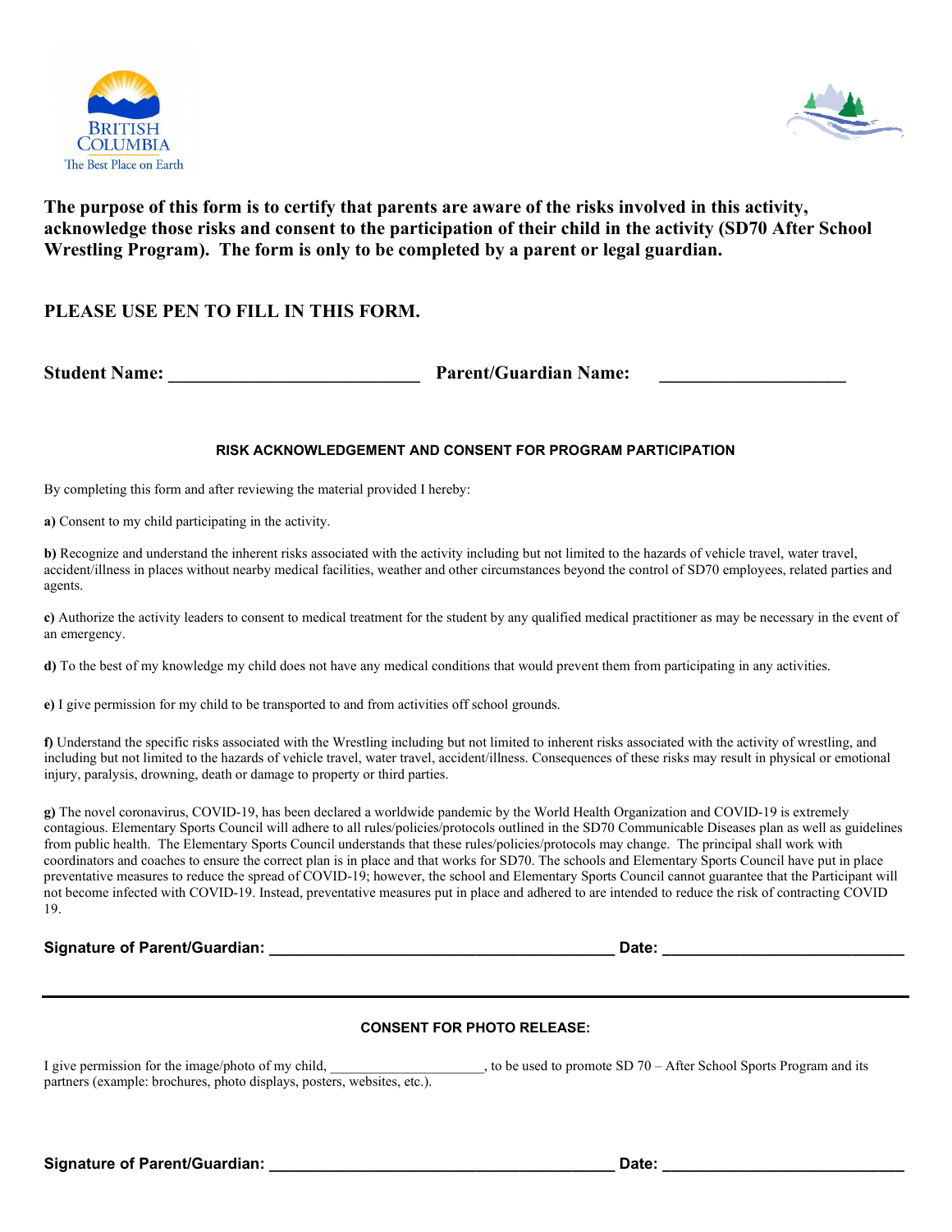BRITISH COLUMBIA
The Best Place on Earth

**The purpose of this form is to certify that parents are aware of the risks involved in this activity, acknowledge those risks and consent to the participation of their child in the activity (SD70 After School Wrestling Program). The form is only to be completed by a parent or legal guardian.**

**PLEASE USE PEN TO FILL IN THIS FORM.**

**Student Name: ___________________________ Parent/Guardian Name: ____________________**

**RISK ACKNOWLEDGEMENT AND CONSENT FOR PROGRAM PARTICIPATION**

By completing this form and after reviewing the material provided I hereby:

**a)** Consent to my child participating in the activity.

**b)** Recognize and understand the inherent risks associated with the activity including but not limited to the hazards of vehicle travel, water travel, accident/illness in places without nearby medical facilities, weather and other circumstances beyond the control of SD70 employees, related parties and agents.

**c)** Authorize the activity leaders to consent to medical treatment for the student by any qualified medical practitioner as may be necessary in the event of an emergency.

**d)** To the best of my knowledge my child does not have any medical conditions that would prevent them from participating in any activities.

**e)** I give permission for my child to be transported to and from activities off school grounds.

**f)** Understand the specific risks associated with the Wrestling including but not limited to inherent risks associated with the activity of wrestling, and including but not limited to the hazards of vehicle travel, water travel, accident/illness. Consequences of these risks may result in physical or emotional injury, paralysis, drowning, death or damage to property or third parties.

**g)** The novel coronavirus, COVID-19, has been declared a worldwide pandemic by the World Health Organization and COVID-19 is extremely contagious. Elementary Sports Council will adhere to all rules/policies/protocols outlined in the SD70 Communicable Diseases plan as well as guidelines from public health. The Elementary Sports Council understands that these rules/policies/protocols may change. The principal shall work with coordinators and coaches to ensure the correct plan is in place and that works for SD70. The schools and Elementary Sports Council have put in place preventative measures to reduce the spread of COVID-19; however, the school and Elementary Sports Council cannot guarantee that the Participant will not become infected with COVID-19. Instead, preventative measures put in place and adhered to are intended to reduce the risk of contracting COVID 19.

**Signature of Parent/Guardian: ________________________________________ Date: ____________________________**

---

**CONSENT FOR PHOTO RELEASE:**

I give permission for the image/photo of my child, _____________________, to be used to promote SD 70 – After School Sports Program and its partners (example: brochures, photo displays, posters, websites, etc.).

**Signature of Parent/Guardian: ________________________________________ Date: ____________________________**